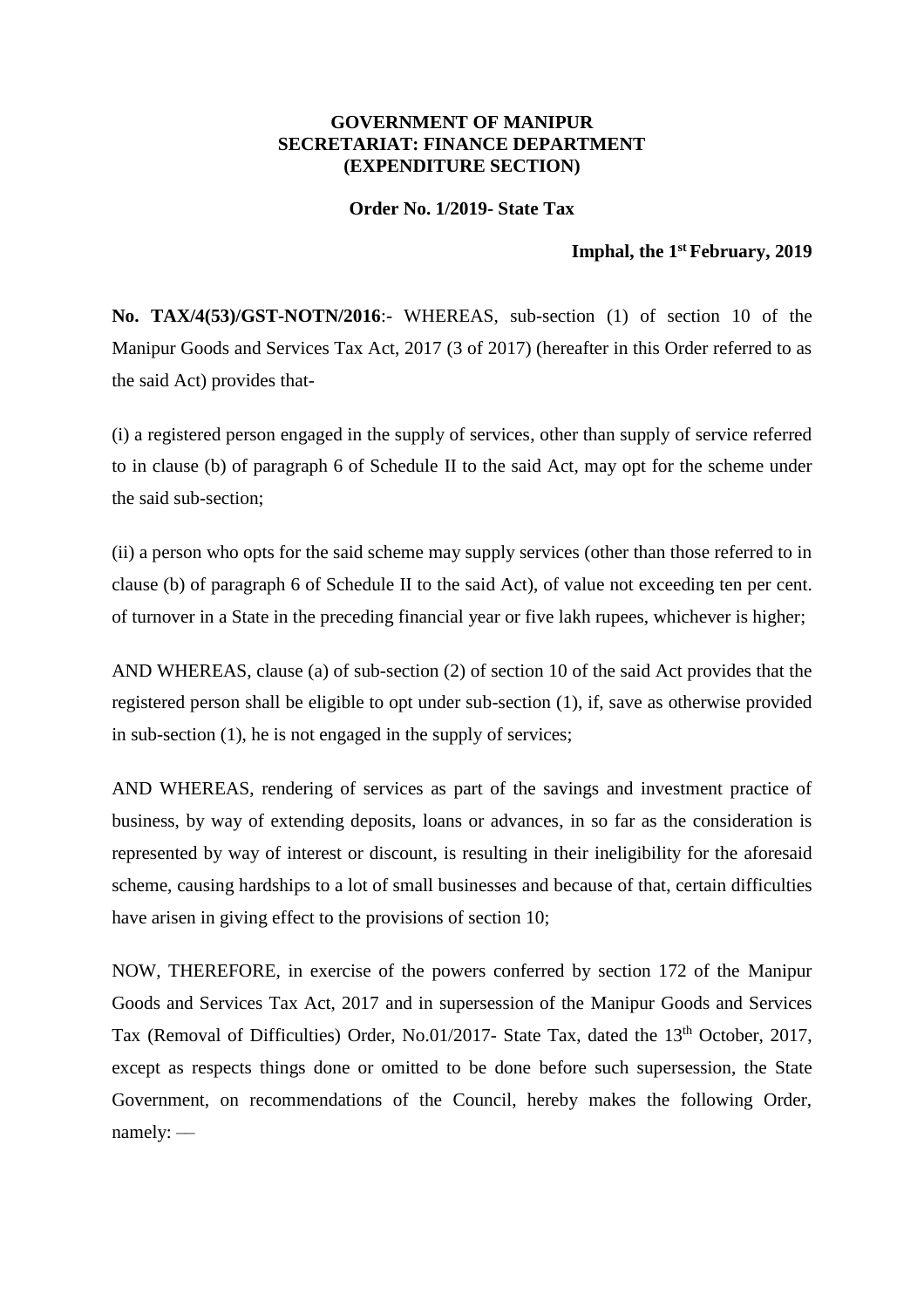**GOVERNMENT OF MANIPUR**
**SECRETARIAT: FINANCE DEPARTMENT**
**(EXPENDITURE SECTION)**

**Order No. 1/2019- State Tax**

**Imphal, the 1st February, 2019**

**No. TAX/4(53)/GST-NOTN/2016**:- WHEREAS, sub-section (1) of section 10 of the Manipur Goods and Services Tax Act, 2017 (3 of 2017) (hereafter in this Order referred to as the said Act) provides that-

(i) a registered person engaged in the supply of services, other than supply of service referred to in clause (b) of paragraph 6 of Schedule II to the said Act, may opt for the scheme under the said sub-section;

(ii) a person who opts for the said scheme may supply services (other than those referred to in clause (b) of paragraph 6 of Schedule II to the said Act), of value not exceeding ten per cent. of turnover in a State in the preceding financial year or five lakh rupees, whichever is higher;

AND WHEREAS, clause (a) of sub-section (2) of section 10 of the said Act provides that the registered person shall be eligible to opt under sub-section (1), if, save as otherwise provided in sub-section (1), he is not engaged in the supply of services;

AND WHEREAS, rendering of services as part of the savings and investment practice of business, by way of extending deposits, loans or advances, in so far as the consideration is represented by way of interest or discount, is resulting in their ineligibility for the aforesaid scheme, causing hardships to a lot of small businesses and because of that, certain difficulties have arisen in giving effect to the provisions of section 10;

NOW, THEREFORE, in exercise of the powers conferred by section 172 of the Manipur Goods and Services Tax Act, 2017 and in supersession of the Manipur Goods and Services Tax (Removal of Difficulties) Order, No.01/2017- State Tax, dated the 13th October, 2017, except as respects things done or omitted to be done before such supersession, the State Government, on recommendations of the Council, hereby makes the following Order, namely: —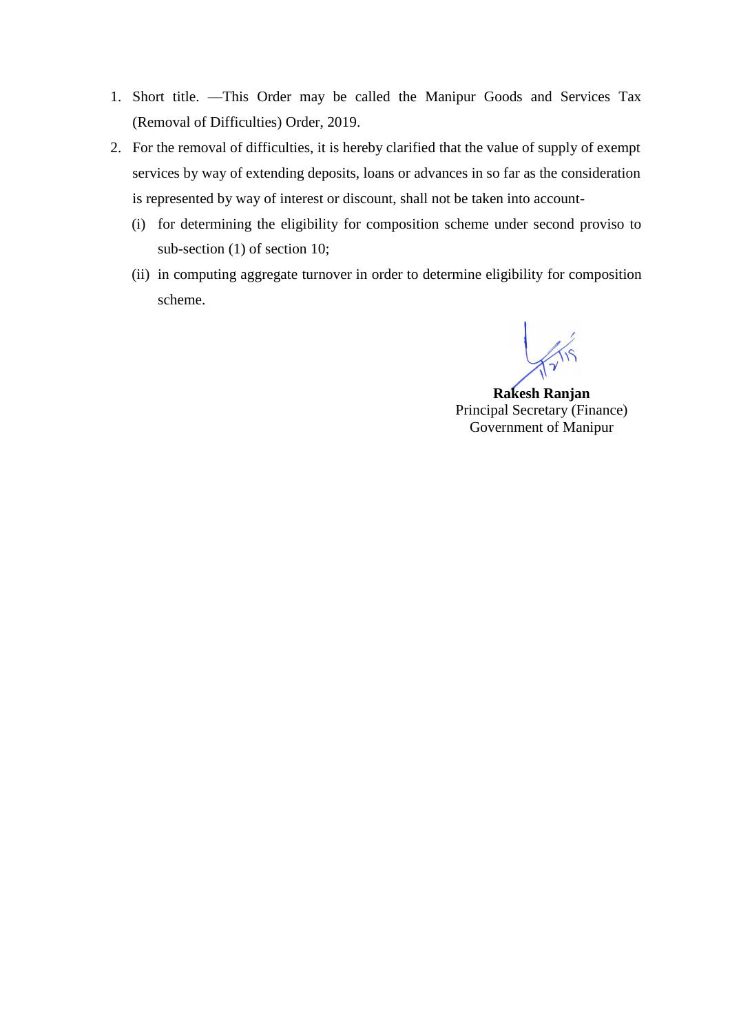1. Short title. —This Order may be called the Manipur Goods and Services Tax (Removal of Difficulties) Order, 2019.
2. For the removal of difficulties, it is hereby clarified that the value of supply of exempt services by way of extending deposits, loans or advances in so far as the consideration is represented by way of interest or discount, shall not be taken into account-
   - (i) for determining the eligibility for composition scheme under second proviso to sub-section (1) of section 10;
   - (ii) in computing aggregate turnover in order to determine eligibility for composition scheme.

**Rakesh Ranjan**
Principal Secretary (Finance)
Government of Manipur